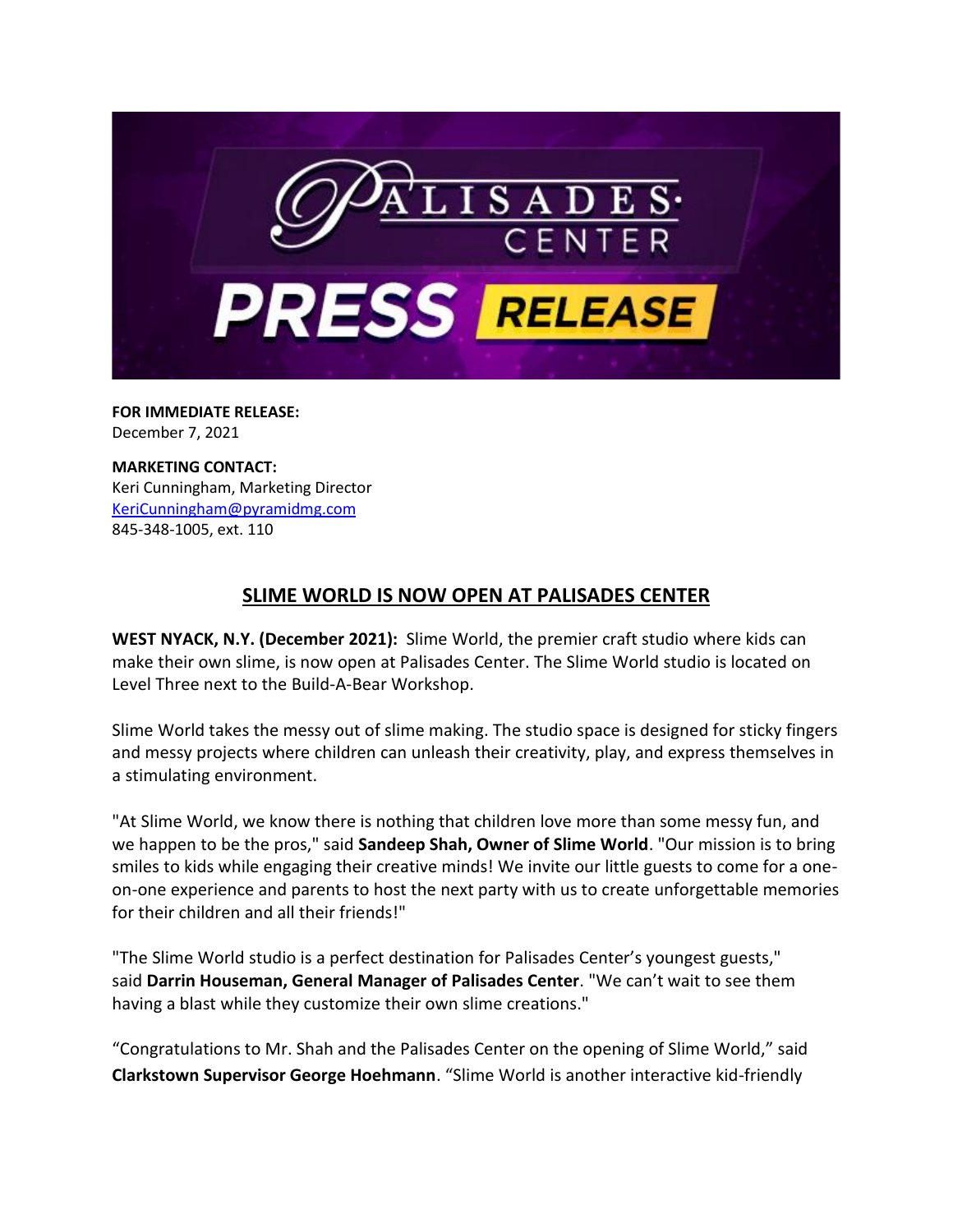**FOR IMMEDIATE RELEASE:**
December 7, 2021

**MARKETING CONTACT:**
Keri Cunningham, Marketing Director
[KeriCunningham@pyramidmg.com](mailto:KeriCunningham@pyramidmg.com)
845-348-1005, ext. 110

## SLIME WORLD IS NOW OPEN AT PALISADES CENTER

**WEST NYACK, N.Y. (December 2021):** Slime World, the premier craft studio where kids can make their own slime, is now open at Palisades Center. The Slime World studio is located on Level Three next to the Build-A-Bear Workshop.

Slime World takes the messy out of slime making. The studio space is designed for sticky fingers and messy projects where children can unleash their creativity, play, and express themselves in a stimulating environment.

"At Slime World, we know there is nothing that children love more than some messy fun, and we happen to be the pros," said **Sandeep Shah, Owner of Slime World**. "Our mission is to bring smiles to kids while engaging their creative minds! We invite our little guests to come for a one-on-one experience and parents to host the next party with us to create unforgettable memories for their children and all their friends!"

"The Slime World studio is a perfect destination for Palisades Center's youngest guests," said **Darrin Houseman, General Manager of Palisades Center**. "We can't wait to see them having a blast while they customize their own slime creations."

"Congratulations to Mr. Shah and the Palisades Center on the opening of Slime World," said **Clarkstown Supervisor George Hoehmann**. "Slime World is another interactive kid-friendly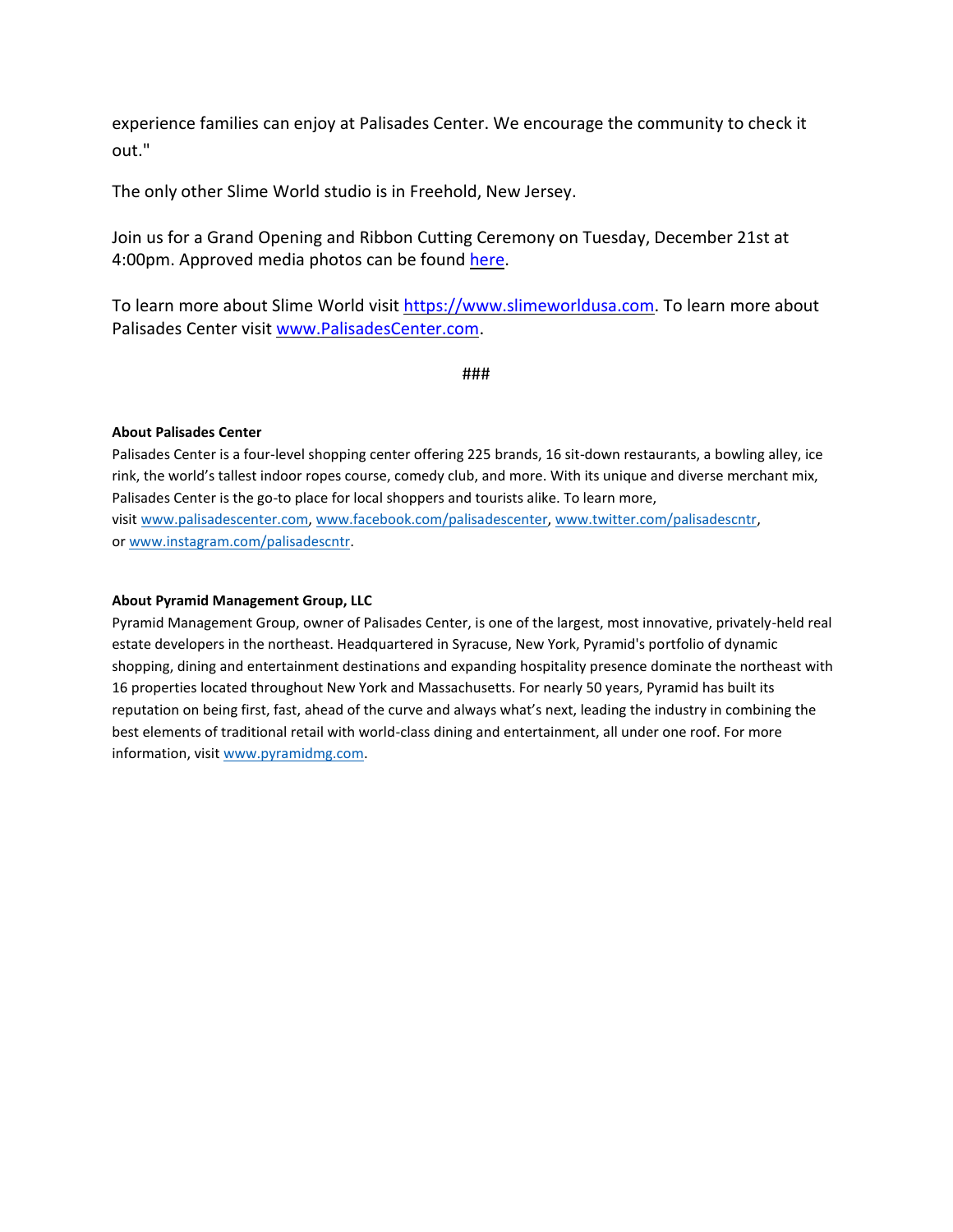experience families can enjoy at Palisades Center. We encourage the community to check it out."

The only other Slime World studio is in Freehold, New Jersey.

Join us for a Grand Opening and Ribbon Cutting Ceremony on Tuesday, December 21st at 4:00pm. Approved media photos can be found here.

To learn more about Slime World visit https://www.slimeworldusa.com. To learn more about Palisades Center visit www.PalisadesCenter.com.

###

**About Palisades Center**

Palisades Center is a four-level shopping center offering 225 brands, 16 sit-down restaurants, a bowling alley, ice rink, the world's tallest indoor ropes course, comedy club, and more. With its unique and diverse merchant mix, Palisades Center is the go-to place for local shoppers and tourists alike. To learn more, visit www.palisadescenter.com, www.facebook.com/palisadescenter, www.twitter.com/palisadescntr, or www.instagram.com/palisadescntr.

**About Pyramid Management Group, LLC**

Pyramid Management Group, owner of Palisades Center, is one of the largest, most innovative, privately-held real estate developers in the northeast. Headquartered in Syracuse, New York, Pyramid's portfolio of dynamic shopping, dining and entertainment destinations and expanding hospitality presence dominate the northeast with 16 properties located throughout New York and Massachusetts. For nearly 50 years, Pyramid has built its reputation on being first, fast, ahead of the curve and always what's next, leading the industry in combining the best elements of traditional retail with world-class dining and entertainment, all under one roof. For more information, visit www.pyramidmg.com.